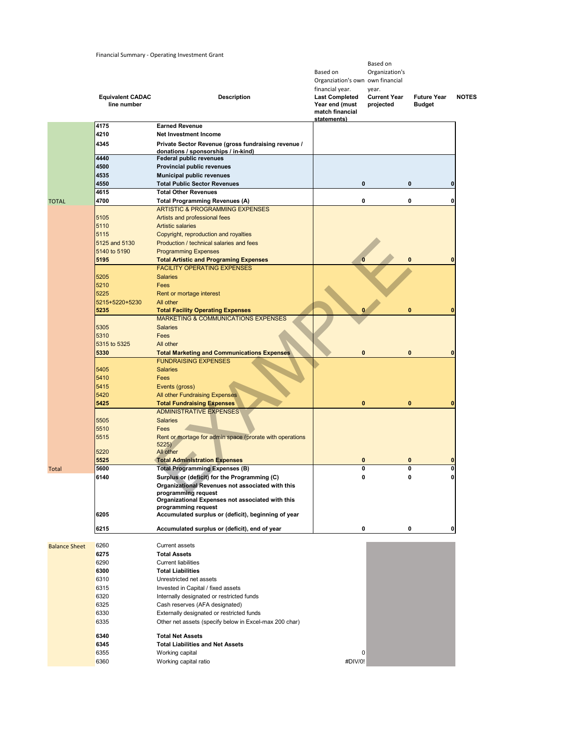Financial Summary - Operating Investment Grant

| | Equivalent CADAC line number | Description | Based on Organziation's own financial year. **Last Completed Year end (must match financial statements)** | Based on Organization's own financial year. **Current Year projected** | **Future Year Budget** | **NOTES** |
|---|---|---|---|---|---|---|
| | **4175** | **Earned Revenue** | | | | |
| | **4210** | **Net Investment Income** | | | | |
| | **4345** | **Private Sector Revenue (gross fundraising revenue / donations / sponsorships / in-kind)** | | | | |
| | **4440** | **Federal public revenues** | | | | |
| | **4500** | **Provincial public revenues** | | | | |
| | **4535** | **Municipal public revenues** | | | | |
| | **4550** | **Total Public Sector Revenues** | **0** | **0** | **0** | |
| | **4615** | **Total Other Revenues** | | | | |
| TOTAL | **4700** | **Total Programming Revenues (A)** | **0** | **0** | **0** | |
| | | ARTISTIC & PROGRAMMING EXPENSES | | | | |
| | 5105 | Artists and professional fees | | | | |
| | 5110 | Artistic salaries | | | | |
| | 5115 | Copyright, reproduction and royalties | | | | |
| | 5125 and 5130 | Production / technical salaries and fees | | | | |
| | 5140 to 5190 | Programming Expenses | | | | |
| | **5195** | **Total Artistic and Programing Expenses** | **0** | **0** | **0** | |
| | | FACILITY OPERATING EXPENSES | | | | |
| | 5205 | Salaries | | | | |
| | 5210 | Fees | | | | |
| | 5225 | Rent or mortage interest | | | | |
| | 5215+5220+5230 | All other | | | | |
| | **5235** | **Total Facility Operating Expenses** | **0** | **0** | **0** | |
| | | MARKETING & COMMUNICATIONS EXPENSES | | | | |
| | 5305 | Salaries | | | | |
| | 5310 | Fees | | | | |
| | 5315 to 5325 | All other | | | | |
| | **5330** | **Total Marketing and Communications Expenses** | **0** | **0** | **0** | |
| | | FUNDRAISING EXPENSES | | | | |
| | 5405 | Salaries | | | | |
| | 5410 | Fees | | | | |
| | 5415 | Events (gross) | | | | |
| | 5420 | All other Fundraising Expenses | | | | |
| | **5425** | **Total Fundraising Expenses** | **0** | **0** | **0** | |
| | | ADMINISTRATIVE EXPENSES | | | | |
| | 5505 | Salaries | | | | |
| | 5510 | Fees | | | | |
| | 5515 | Rent or mortage for admin space (prorate with operations 5225) | | | | |
| | 5220 | All other | | | | |
| | **5525** | **Total Administration Expenses** | **0** | **0** | **0** | |
| Total | **5600** | **Total Programming Expenses (B)** | **0** | **0** | **0** | |
| | **6140** | **Surplus or (deficit) for the Programming (C)** | **0** | **0** | **0** | |
| | | **Organizational Revenues not associated with this programming request** | | | | |
| | | **Organizational Expenses not associated with this programming request** | | | | |
| | **6205** | **Accumulated surplus or (deficit), beginning of year** | | | | |
| | **6215** | **Accumulated surplus or (deficit), end of year** | **0** | **0** | **0** | |

| | | | | | |
|---|---|---|---|---|---|
| Balance Sheet | 6260 | Current assets | | | |
| | **6275** | **Total Assets** | | | |
| | 6290 | Current liabilities | | | |
| | **6300** | **Total Liabilities** | | | |
| | 6310 | Unrestricted net assets | | | |
| | 6315 | Invested in Capital / fixed assets | | | |
| | 6320 | Internally designated or restricted funds | | | |
| | 6325 | Cash reserves (AFA designated) | | | |
| | 6330 | Externally designated or restricted funds | | | |
| | 6335 | Other net assets (specify below in Excel-max 200 char) | | | |
| | **6340** | **Total Net Assets** | | | |
| | **6345** | **Total Liabilities and Net Assets** | | | |
| | 6355 | Working capital | 0 | | |
| | 6360 | Working capital ratio | #DIV/0! | | |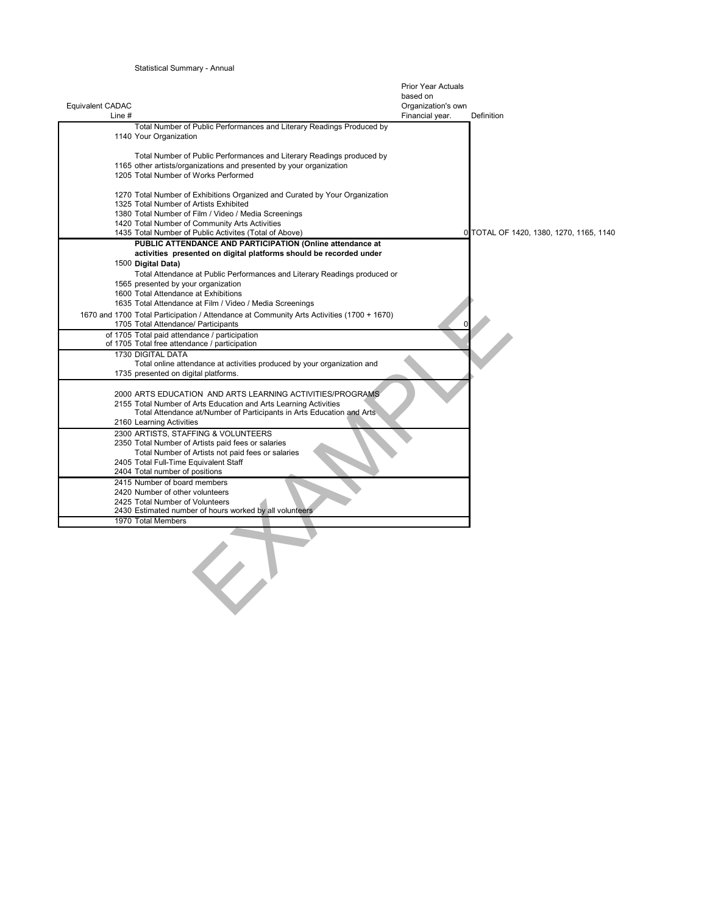Statistical Summary - Annual

| Equivalent CADAC Line # | | Prior Year Actuals based on Organization's own Financial year. | Definition |
|---|---|---|---|
| 1140 | Total Number of Public Performances and Literary Readings Produced by Your Organization | | |
| 1165 | Total Number of Public Performances and Literary Readings produced by other artists/organizations and presented by your organization | | |
| 1205 | Total Number of Works Performed | | |
| 1270 | Total Number of Exhibitions Organized and Curated by Your Organization | | |
| 1325 | Total Number of Artists Exhibited | | |
| 1380 | Total Number of Film / Video / Media Screenings | | |
| 1420 | Total Number of Community Arts Activities | | |
| 1435 | Total Number of Public Activites (Total of Above) | 0 | TOTAL OF 1420, 1380, 1270, 1165, 1140 |
| 1500 | **PUBLIC ATTENDANCE AND PARTICIPATION (Online attendance at activities presented on digital platforms should be recorded under Digital Data)** | | |
| 1565 | Total Attendance at Public Performances and Literary Readings produced or presented by your organization | | |
| 1600 | Total Attendance at Exhibitions | | |
| 1635 | Total Attendance at Film / Video / Media Screenings | | |
| 1670 and 1700 | Total Participation / Attendance at Community Arts Activities (1700 + 1670) | | |
| 1705 | Total Attendance/ Participants | 0 | |
| of 1705 | Total paid attendance / participation | | |
| of 1705 | Total free attendance / participation | | |
| 1730 | DIGITAL DATA | | |
| 1735 | Total online attendance at activities produced by your organization and presented on digital platforms. | | |
| 2000 | ARTS EDUCATION AND ARTS LEARNING ACTIVITIES/PROGRAMS | | |
| 2155 | Total Number of Arts Education and Arts Learning Activities | | |
| 2160 | Total Attendance at/Number of Participants in Arts Education and Arts Learning Activities | | |
| 2300 | ARTISTS, STAFFING & VOLUNTEERS | | |
| 2350 | Total Number of Artists paid fees or salaries | | |
| | Total Number of Artists not paid fees or salaries | | |
| 2405 | Total Full-Time Equivalent Staff | | |
| 2404 | Total number of positions | | |
| 2415 | Number of board members | | |
| 2420 | Number of other volunteers | | |
| 2425 | Total Number of Volunteers | | |
| 2430 | Estimated number of hours worked by all volunteers | | |
| 1970 | Total Members | | |

EXAMPLE